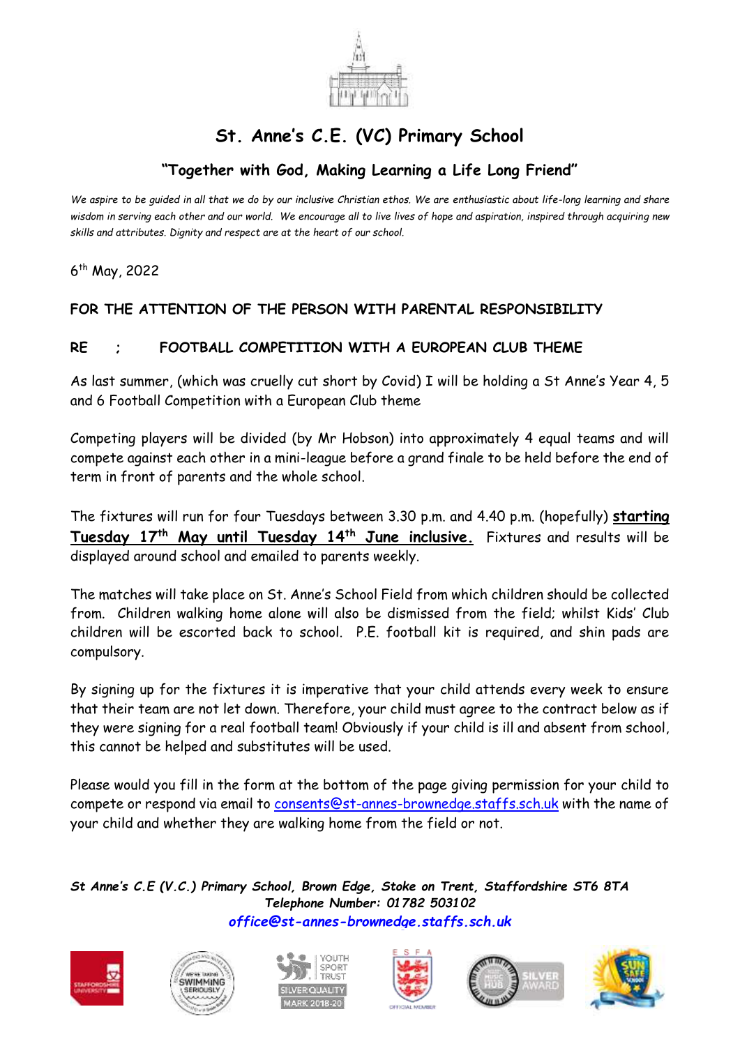# St. Anne's C.E. (VC) Primary School

## "Together with God, Making Learning a Life Long Friend"

*We aspire to be guided in all that we do by our inclusive Christian ethos. We are enthusiastic about life-long learning and share wisdom in serving each other and our world. We encourage all to live lives of hope and aspiration, inspired through acquiring new skills and attributes. Dignity and respect are at the heart of our school.*

6th May, 2022

**FOR THE ATTENTION OF THE PERSON WITH PARENTAL RESPONSIBILITY**

**RE : FOOTBALL COMPETITION WITH A EUROPEAN CLUB THEME**

As last summer, (which was cruelly cut short by Covid) I will be holding a St Anne's Year 4, 5 and 6 Football Competition with a European Club theme

Competing players will be divided (by Mr Hobson) into approximately 4 equal teams and will compete against each other in a mini-league before a grand finale to be held before the end of term in front of parents and the whole school.

The fixtures will run for four Tuesdays between 3.30 p.m. and 4.40 p.m. (hopefully) **starting Tuesday 17th May until Tuesday 14th June inclusive.** Fixtures and results will be displayed around school and emailed to parents weekly.

The matches will take place on St. Anne's School Field from which children should be collected from. Children walking home alone will also be dismissed from the field; whilst Kids' Club children will be escorted back to school. P.E. football kit is required, and shin pads are compulsory.

By signing up for the fixtures it is imperative that your child attends every week to ensure that their team are not let down. Therefore, your child must agree to the contract below as if they were signing for a real football team! Obviously if your child is ill and absent from school, this cannot be helped and substitutes will be used.

Please would you fill in the form at the bottom of the page giving permission for your child to compete or respond via email to consents@st-annes-brownedge.staffs.sch.uk with the name of your child and whether they are walking home from the field or not.

***St Anne's C.E (V.C.) Primary School, Brown Edge, Stoke on Trent, Staffordshire ST6 8TA***
***Telephone Number: 01782 503102***
***office@st-annes-brownedge.staffs.sch.uk***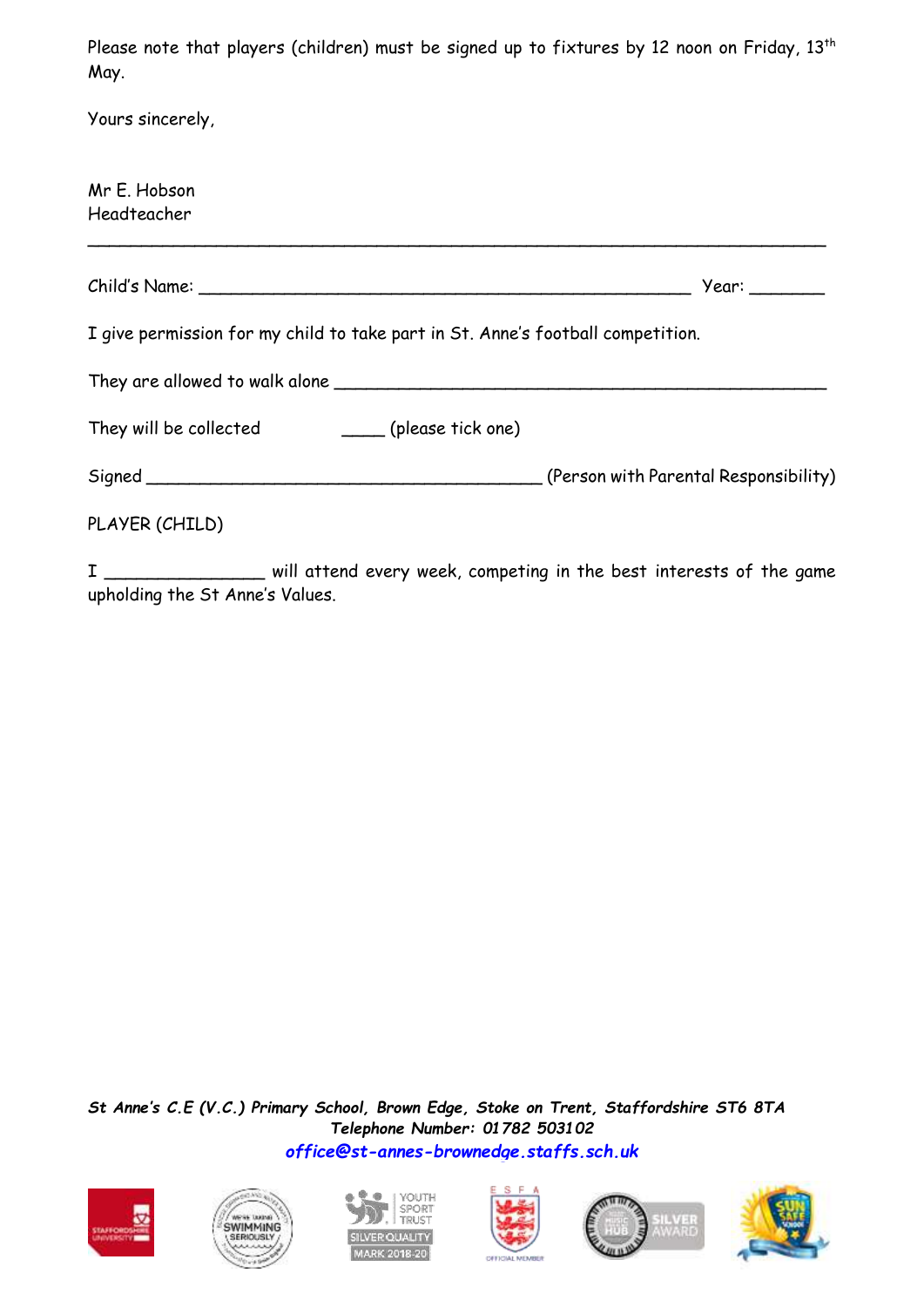Please note that players (children) must be signed up to fixtures by 12 noon on Friday, 13th May.

Yours sincerely,

Mr E. Hobson
Headteacher

---

Child's Name: _______________________________________________ Year: _______

I give permission for my child to take part in St. Anne's football competition.

They are allowed to walk alone _________________________________________

They will be collected ____ (please tick one)

Signed _____________________________________ (Person with Parental Responsibility)

PLAYER (CHILD)

I _______________ will attend every week, competing in the best interests of the game upholding the St Anne's Values.

*St Anne's C.E (V.C.) Primary School, Brown Edge, Stoke on Trent, Staffordshire ST6 8TA*
*Telephone Number: 01782 503102*
*office@st-annes-brownedge.staffs.sch.uk*